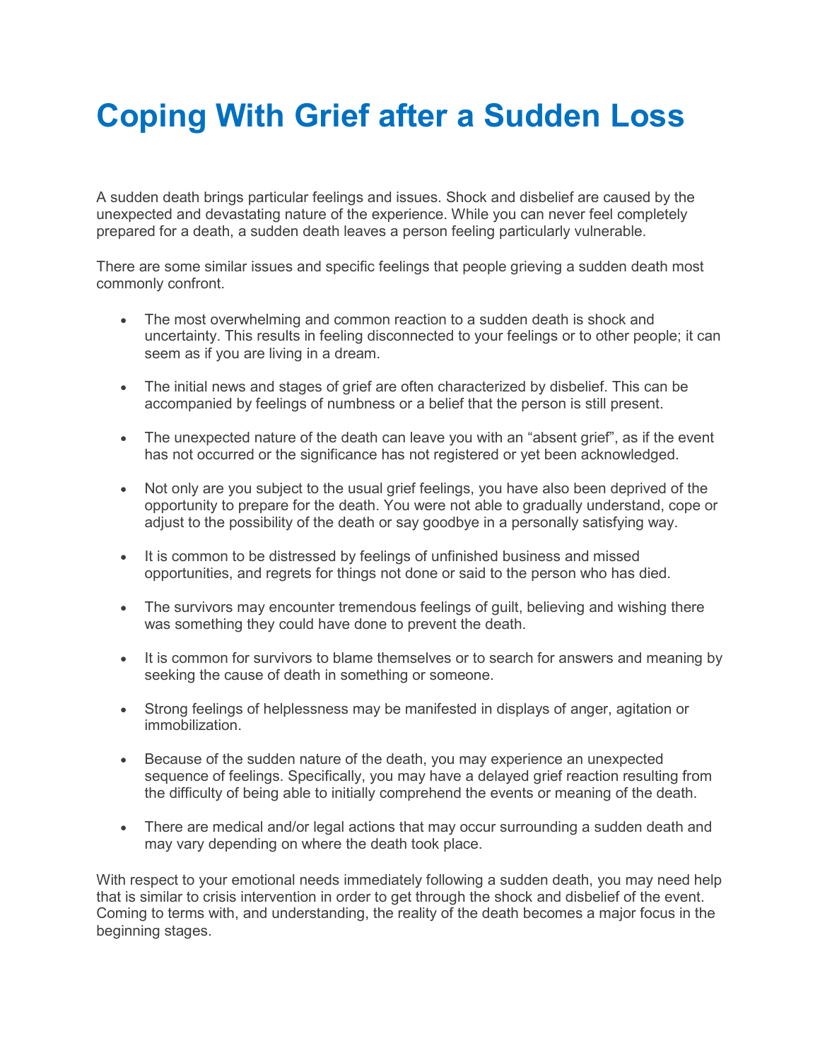# Coping With Grief after a Sudden Loss

A sudden death brings particular feelings and issues. Shock and disbelief are caused by the unexpected and devastating nature of the experience. While you can never feel completely prepared for a death, a sudden death leaves a person feeling particularly vulnerable.

There are some similar issues and specific feelings that people grieving a sudden death most commonly confront.

- The most overwhelming and common reaction to a sudden death is shock and uncertainty. This results in feeling disconnected to your feelings or to other people; it can seem as if you are living in a dream.
- The initial news and stages of grief are often characterized by disbelief. This can be accompanied by feelings of numbness or a belief that the person is still present.
- The unexpected nature of the death can leave you with an "absent grief", as if the event has not occurred or the significance has not registered or yet been acknowledged.
- Not only are you subject to the usual grief feelings, you have also been deprived of the opportunity to prepare for the death. You were not able to gradually understand, cope or adjust to the possibility of the death or say goodbye in a personally satisfying way.
- It is common to be distressed by feelings of unfinished business and missed opportunities, and regrets for things not done or said to the person who has died.
- The survivors may encounter tremendous feelings of guilt, believing and wishing there was something they could have done to prevent the death.
- It is common for survivors to blame themselves or to search for answers and meaning by seeking the cause of death in something or someone.
- Strong feelings of helplessness may be manifested in displays of anger, agitation or immobilization.
- Because of the sudden nature of the death, you may experience an unexpected sequence of feelings. Specifically, you may have a delayed grief reaction resulting from the difficulty of being able to initially comprehend the events or meaning of the death.
- There are medical and/or legal actions that may occur surrounding a sudden death and may vary depending on where the death took place.

With respect to your emotional needs immediately following a sudden death, you may need help that is similar to crisis intervention in order to get through the shock and disbelief of the event. Coming to terms with, and understanding, the reality of the death becomes a major focus in the beginning stages.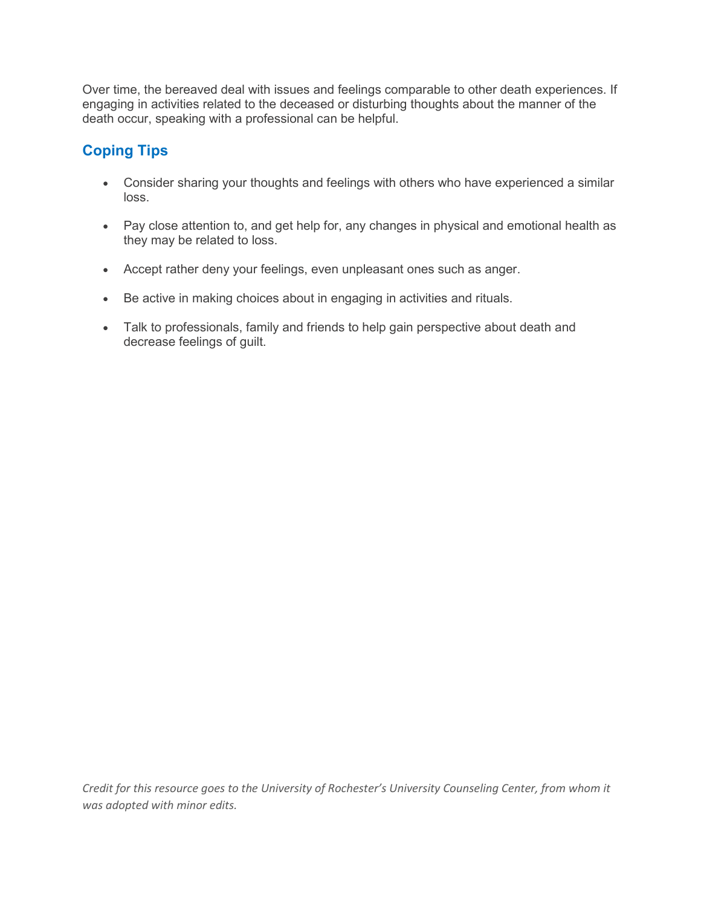Over time, the bereaved deal with issues and feelings comparable to other death experiences. If engaging in activities related to the deceased or disturbing thoughts about the manner of the death occur, speaking with a professional can be helpful.

## Coping Tips

- Consider sharing your thoughts and feelings with others who have experienced a similar loss.
- Pay close attention to, and get help for, any changes in physical and emotional health as they may be related to loss.
- Accept rather deny your feelings, even unpleasant ones such as anger.
- Be active in making choices about in engaging in activities and rituals.
- Talk to professionals, family and friends to help gain perspective about death and decrease feelings of guilt.

*Credit for this resource goes to the University of Rochester's University Counseling Center, from whom it was adopted with minor edits.*